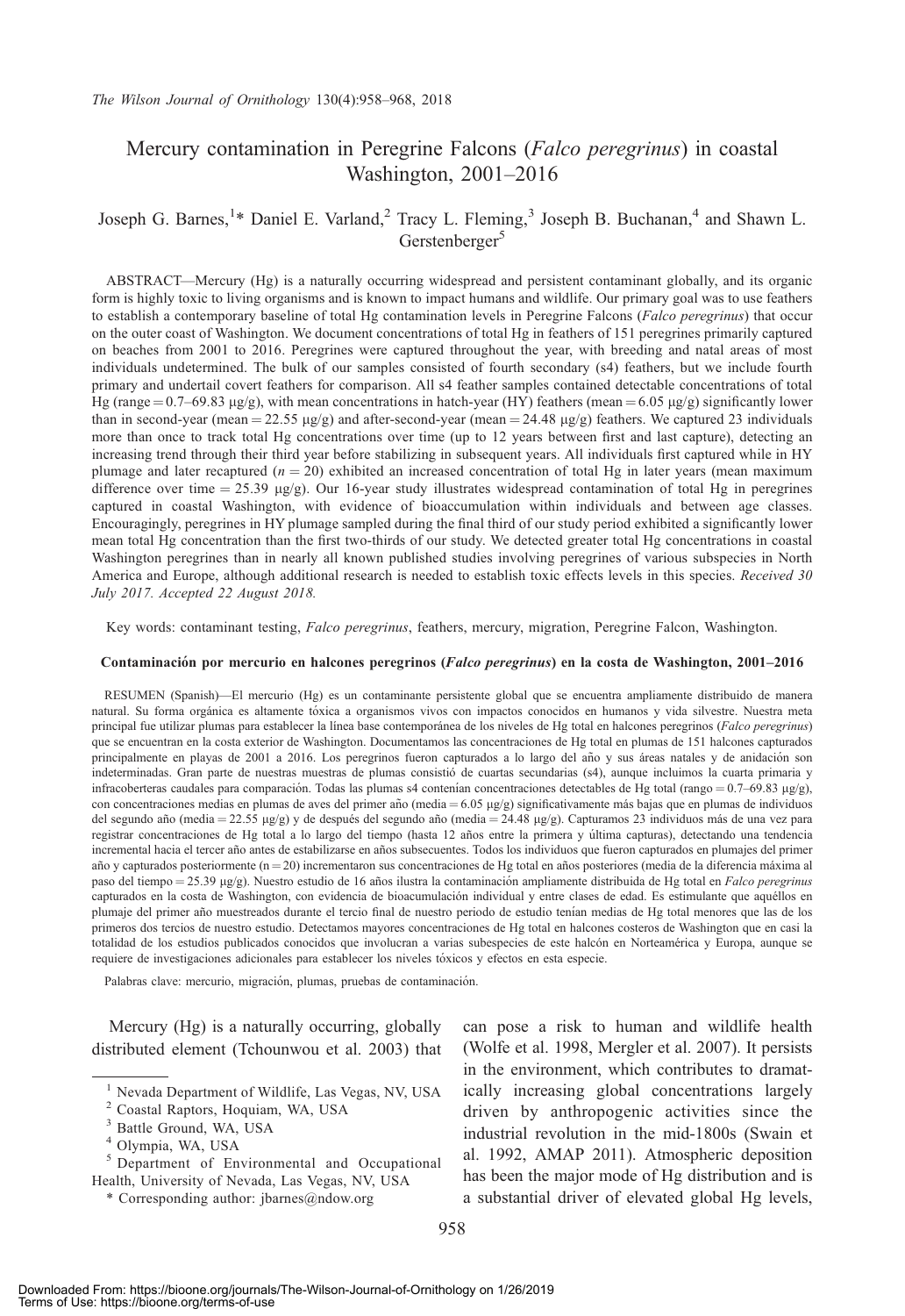# Mercury contamination in Peregrine Falcons (*Falco peregrinus*) in coastal Washington, 2001–2016

Joseph G. Barnes,[1]* Daniel E. Varland,[2] Tracy L. Fleming,[3] Joseph B. Buchanan,[4] and Shawn L. Gerstenberger[5]

ABSTRACT—Mercury (Hg) is a naturally occurring widespread and persistent contaminant globally, and its organic form is highly toxic to living organisms and is known to impact humans and wildlife. Our primary goal was to use feathers to establish a contemporary baseline of total Hg contamination levels in Peregrine Falcons (*Falco peregrinus*) that occur on the outer coast of Washington. We document concentrations of total Hg in feathers of 151 peregrines primarily captured on beaches from 2001 to 2016. Peregrines were captured throughout the year, with breeding and natal areas of most individuals undetermined. The bulk of our samples consisted of fourth secondary (s4) feathers, but we include fourth primary and undertail covert feathers for comparison. All s4 feather samples contained detectable concentrations of total Hg (range = 0.7–69.83 μg/g), with mean concentrations in hatch-year (HY) feathers (mean = 6.05 μg/g) significantly lower than in second-year (mean = 22.55 μg/g) and after-second-year (mean = 24.48 μg/g) feathers. We captured 23 individuals more than once to track total Hg concentrations over time (up to 12 years between first and last capture), detecting an increasing trend through their third year before stabilizing in subsequent years. All individuals first captured while in HY plumage and later recaptured ($n = 20$) exhibited an increased concentration of total Hg in later years (mean maximum difference over time = 25.39 μg/g). Our 16-year study illustrates widespread contamination of total Hg in peregrines captured in coastal Washington, with evidence of bioaccumulation within individuals and between age classes. Encouragingly, peregrines in HY plumage sampled during the final third of our study period exhibited a significantly lower mean total Hg concentration than the first two-thirds of our study. We detected greater total Hg concentrations in coastal Washington peregrines than in nearly all known published studies involving peregrines of various subspecies in North America and Europe, although additional research is needed to establish toxic effects levels in this species. *Received 30 July 2017. Accepted 22 August 2018.*

Key words: contaminant testing, *Falco peregrinus*, feathers, mercury, migration, Peregrine Falcon, Washington.

#### Contaminación por mercurio en halcones peregrinos (*Falco peregrinus*) en la costa de Washington, 2001–2016

RESUMEN (Spanish)—El mercurio (Hg) es un contaminante persistente global que se encuentra ampliamente distribuido de manera natural. Su forma orgánica es altamente tóxica a organismos vivos con impactos conocidos en humanos y vida silvestre. Nuestra meta principal fue utilizar plumas para establecer la línea base contemporánea de los niveles de Hg total en halcones peregrinos (*Falco peregrinus*) que se encuentran en la costa exterior de Washington. Documentamos las concentraciones de Hg total en plumas de 151 halcones capturados principalmente en playas de 2001 a 2016. Los peregrinos fueron capturados a lo largo del año y sus áreas natales y de anidación son indeterminadas. Gran parte de nuestras muestras de plumas consistió de cuartas secundarias (s4), aunque incluimos la cuarta primaria y infracoberteras caudales para comparación. Todas las plumas s4 contenían concentraciones detectables de Hg total (rango = 0.7–69.83 μg/g), con concentraciones medias en plumas de aves del primer año (media = 6.05 μg/g) significativamente más bajas que en plumas de individuos del segundo año (media = 22.55 μg/g) y de después del segundo año (media = 24.48 μg/g). Capturamos 23 individuos más de una vez para registrar concentraciones de Hg total a lo largo del tiempo (hasta 12 años entre la primera y última capturas), detectando una tendencia incremental hacia el tercer año antes de estabilizarse en años subsecuentes. Todos los individuos que fueron capturados en plumajes del primer año y capturados posteriormente (n = 20) incrementaron sus concentraciones de Hg total en años posteriores (media de la diferencia máxima al paso del tiempo = 25.39 μg/g). Nuestro estudio de 16 años ilustra la contaminación ampliamente distribuida de Hg total en *Falco peregrinus* capturados en la costa de Washington, con evidencia de bioacumulación individual y entre clases de edad. Es estimulante que aquéllos en plumaje del primer año muestreados durante el tercio final de nuestro periodo de estudio tenían medias de Hg total menores que las de los primeros dos tercios de nuestro estudio. Detectamos mayores concentraciones de Hg total en halcones costeros de Washington que en casi la totalidad de los estudios publicados conocidos que involucran a varias subespecies de este halcón en Norteamérica y Europa, aunque se requiere de investigaciones adicionales para establecer los niveles tóxicos y efectos en esta especie.

Palabras clave: mercurio, migración, plumas, pruebas de contaminación.

Mercury (Hg) is a naturally occurring, globally distributed element (Tchounwou et al. 2003) that can pose a risk to human and wildlife health (Wolfe et al. 1998, Mergler et al. 2007). It persists in the environment, which contributes to dramatically increasing global concentrations largely driven by anthropogenic activities since the industrial revolution in the mid-1800s (Swain et al. 1992, AMAP 2011). Atmospheric deposition has been the major mode of Hg distribution and is a substantial driver of elevated global Hg levels,

---

[1] Nevada Department of Wildlife, Las Vegas, NV, USA
[2] Coastal Raptors, Hoquiam, WA, USA
[3] Battle Ground, WA, USA
[4] Olympia, WA, USA
[5] Department of Environmental and Occupational Health, University of Nevada, Las Vegas, NV, USA
\* Corresponding author: jbarnes@ndow.org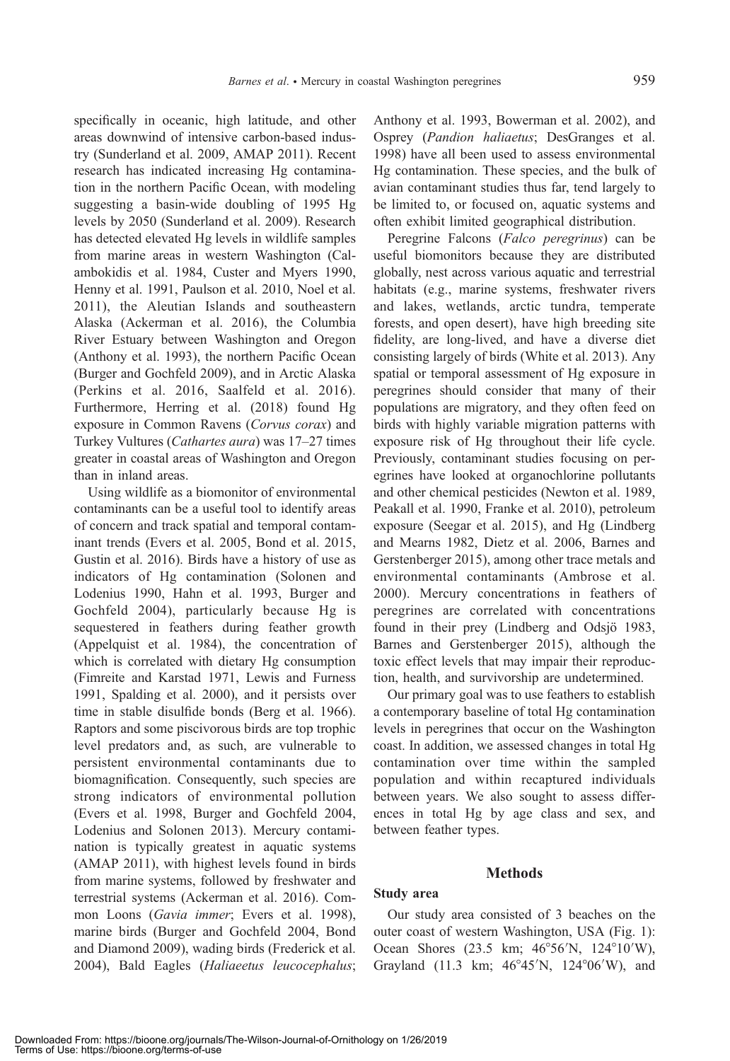specifically in oceanic, high latitude, and other areas downwind of intensive carbon-based industry (Sunderland et al. 2009, AMAP 2011). Recent research has indicated increasing Hg contamination in the northern Pacific Ocean, with modeling suggesting a basin-wide doubling of 1995 Hg levels by 2050 (Sunderland et al. 2009). Research has detected elevated Hg levels in wildlife samples from marine areas in western Washington (Calambokidis et al. 1984, Custer and Myers 1990, Henny et al. 1991, Paulson et al. 2010, Noel et al. 2011), the Aleutian Islands and southeastern Alaska (Ackerman et al. 2016), the Columbia River Estuary between Washington and Oregon (Anthony et al. 1993), the northern Pacific Ocean (Burger and Gochfeld 2009), and in Arctic Alaska (Perkins et al. 2016, Saalfeld et al. 2016). Furthermore, Herring et al. (2018) found Hg exposure in Common Ravens (*Corvus corax*) and Turkey Vultures (*Cathartes aura*) was 17–27 times greater in coastal areas of Washington and Oregon than in inland areas.

Using wildlife as a biomonitor of environmental contaminants can be a useful tool to identify areas of concern and track spatial and temporal contaminant trends (Evers et al. 2005, Bond et al. 2015, Gustin et al. 2016). Birds have a history of use as indicators of Hg contamination (Solonen and Lodenius 1990, Hahn et al. 1993, Burger and Gochfeld 2004), particularly because Hg is sequestered in feathers during feather growth (Appelquist et al. 1984), the concentration of which is correlated with dietary Hg consumption (Fimreite and Karstad 1971, Lewis and Furness 1991, Spalding et al. 2000), and it persists over time in stable disulfide bonds (Berg et al. 1966). Raptors and some piscivorous birds are top trophic level predators and, as such, are vulnerable to persistent environmental contaminants due to biomagnification. Consequently, such species are strong indicators of environmental pollution (Evers et al. 1998, Burger and Gochfeld 2004, Lodenius and Solonen 2013). Mercury contamination is typically greatest in aquatic systems (AMAP 2011), with highest levels found in birds from marine systems, followed by freshwater and terrestrial systems (Ackerman et al. 2016). Common Loons (*Gavia immer*; Evers et al. 1998), marine birds (Burger and Gochfeld 2004, Bond and Diamond 2009), wading birds (Frederick et al. 2004), Bald Eagles (*Haliaeetus leucocephalus*; Anthony et al. 1993, Bowerman et al. 2002), and Osprey (*Pandion haliaetus*; DesGranges et al. 1998) have all been used to assess environmental Hg contamination. These species, and the bulk of avian contaminant studies thus far, tend largely to be limited to, or focused on, aquatic systems and often exhibit limited geographical distribution.

Peregrine Falcons (*Falco peregrinus*) can be useful biomonitors because they are distributed globally, nest across various aquatic and terrestrial habitats (e.g., marine systems, freshwater rivers and lakes, wetlands, arctic tundra, temperate forests, and open desert), have high breeding site fidelity, are long-lived, and have a diverse diet consisting largely of birds (White et al. 2013). Any spatial or temporal assessment of Hg exposure in peregrines should consider that many of their populations are migratory, and they often feed on birds with highly variable migration patterns with exposure risk of Hg throughout their life cycle. Previously, contaminant studies focusing on peregrines have looked at organochlorine pollutants and other chemical pesticides (Newton et al. 1989, Peakall et al. 1990, Franke et al. 2010), petroleum exposure (Seegar et al. 2015), and Hg (Lindberg and Mearns 1982, Dietz et al. 2006, Barnes and Gerstenberger 2015), among other trace metals and environmental contaminants (Ambrose et al. 2000). Mercury concentrations in feathers of peregrines are correlated with concentrations found in their prey (Lindberg and Odsjö 1983, Barnes and Gerstenberger 2015), although the toxic effect levels that may impair their reproduction, health, and survivorship are undetermined.

Our primary goal was to use feathers to establish a contemporary baseline of total Hg contamination levels in peregrines that occur on the Washington coast. In addition, we assessed changes in total Hg contamination over time within the sampled population and within recaptured individuals between years. We also sought to assess differences in total Hg by age class and sex, and between feather types.

## Methods

### Study area

Our study area consisted of 3 beaches on the outer coast of western Washington, USA (Fig. 1): Ocean Shores (23.5 km; 46°56′N, 124°10′W), Grayland (11.3 km; 46°45′N, 124°06′W), and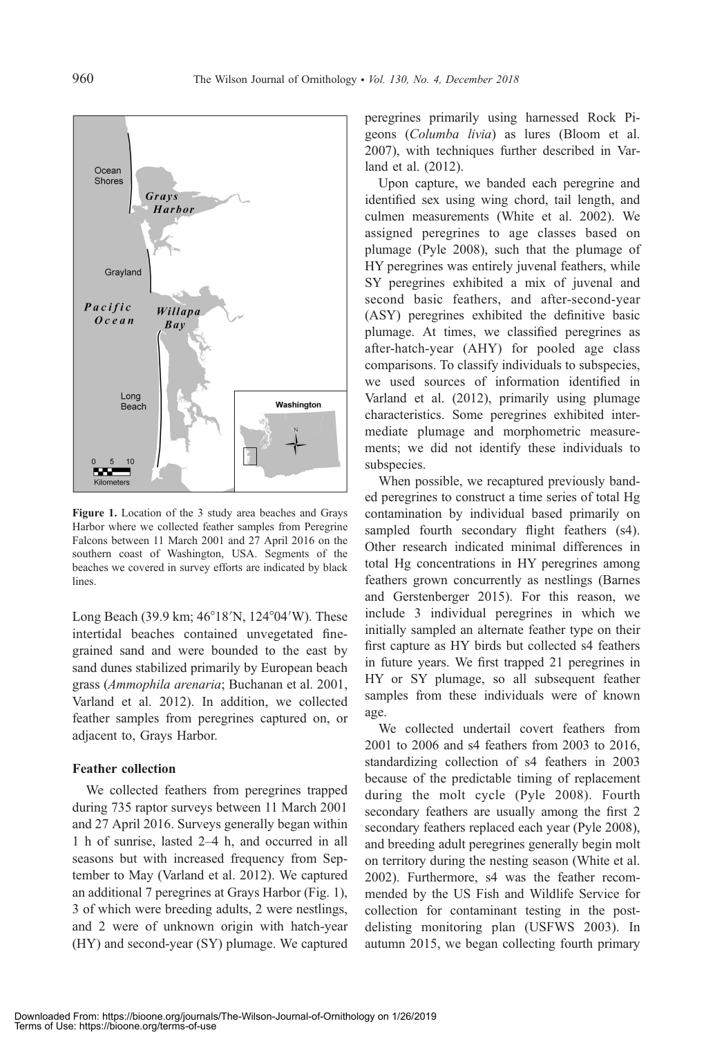**Figure 1.** Location of the 3 study area beaches and Grays Harbor where we collected feather samples from Peregrine Falcons between 11 March 2001 and 27 April 2016 on the southern coast of Washington, USA. Segments of the beaches we covered in survey efforts are indicated by black lines.

Long Beach (39.9 km; 46°18′N, 124°04′W). These intertidal beaches contained unvegetated fine-grained sand and were bounded to the east by sand dunes stabilized primarily by European beach grass (*Ammophila arenaria*; Buchanan et al. 2001, Varland et al. 2012). In addition, we collected feather samples from peregrines captured on, or adjacent to, Grays Harbor.

### Feather collection

We collected feathers from peregrines trapped during 735 raptor surveys between 11 March 2001 and 27 April 2016. Surveys generally began within 1 h of sunrise, lasted 2–4 h, and occurred in all seasons but with increased frequency from September to May (Varland et al. 2012). We captured an additional 7 peregrines at Grays Harbor (Fig. 1), 3 of which were breeding adults, 2 were nestlings, and 2 were of unknown origin with hatch-year (HY) and second-year (SY) plumage. We captured peregrines primarily using harnessed Rock Pigeons (*Columba livia*) as lures (Bloom et al. 2007), with techniques further described in Varland et al. (2012).

Upon capture, we banded each peregrine and identified sex using wing chord, tail length, and culmen measurements (White et al. 2002). We assigned peregrines to age classes based on plumage (Pyle 2008), such that the plumage of HY peregrines was entirely juvenal feathers, while SY peregrines exhibited a mix of juvenal and second basic feathers, and after-second-year (ASY) peregrines exhibited the definitive basic plumage. At times, we classified peregrines as after-hatch-year (AHY) for pooled age class comparisons. To classify individuals to subspecies, we used sources of information identified in Varland et al. (2012), primarily using plumage characteristics. Some peregrines exhibited intermediate plumage and morphometric measurements; we did not identify these individuals to subspecies.

When possible, we recaptured previously banded peregrines to construct a time series of total Hg contamination by individual based primarily on sampled fourth secondary flight feathers (s4). Other research indicated minimal differences in total Hg concentrations in HY peregrines among feathers grown concurrently as nestlings (Barnes and Gerstenberger 2015). For this reason, we include 3 individual peregrines in which we initially sampled an alternate feather type on their first capture as HY birds but collected s4 feathers in future years. We first trapped 21 peregrines in HY or SY plumage, so all subsequent feather samples from these individuals were of known age.

We collected undertail covert feathers from 2001 to 2006 and s4 feathers from 2003 to 2016, standardizing collection of s4 feathers in 2003 because of the predictable timing of replacement during the molt cycle (Pyle 2008). Fourth secondary feathers are usually among the first 2 secondary feathers replaced each year (Pyle 2008), and breeding adult peregrines generally begin molt on territory during the nesting season (White et al. 2002). Furthermore, s4 was the feather recommended by the US Fish and Wildlife Service for collection for contaminant testing in the post-delisting monitoring plan (USFWS 2003). In autumn 2015, we began collecting fourth primary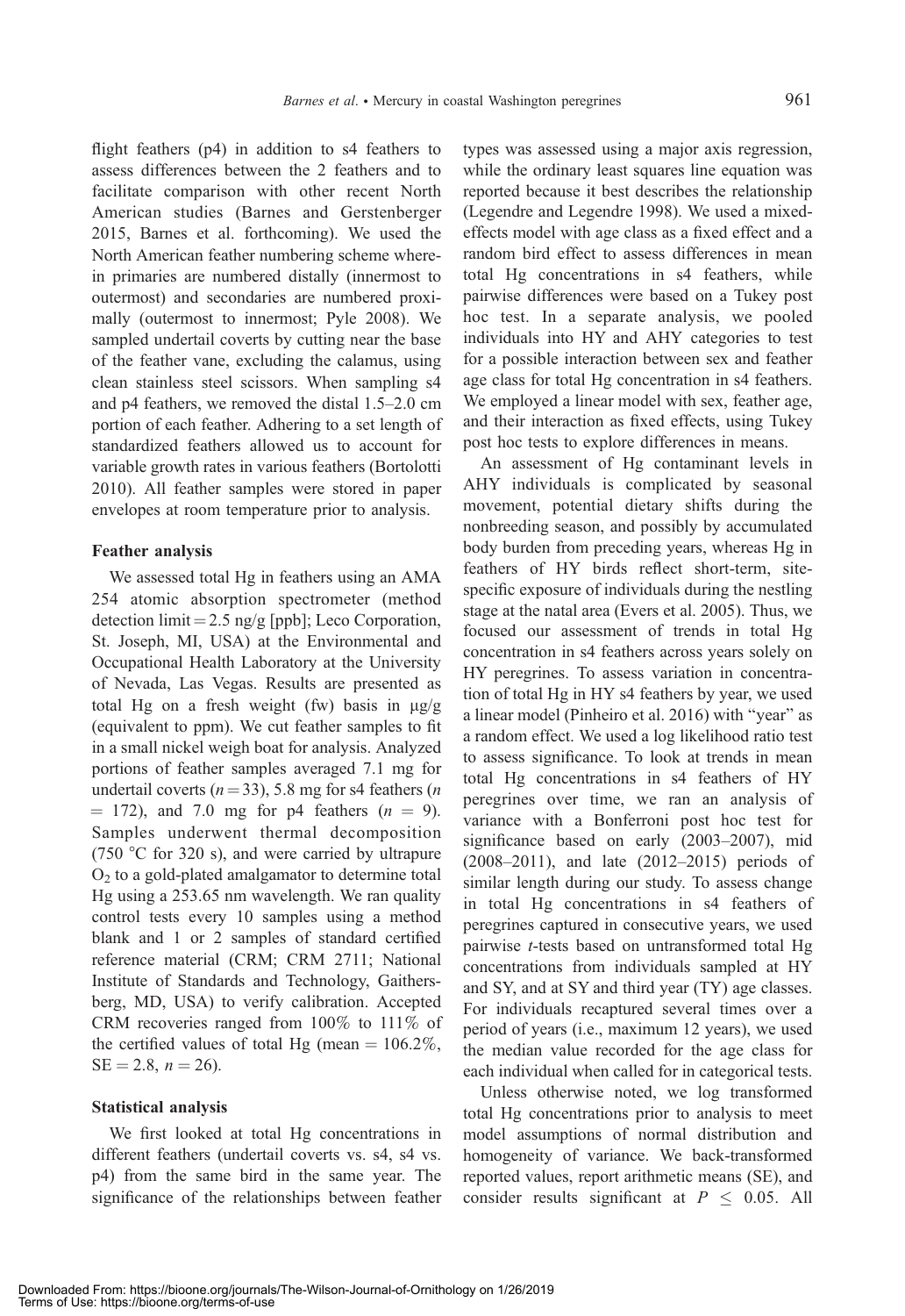flight feathers (p4) in addition to s4 feathers to assess differences between the 2 feathers and to facilitate comparison with other recent North American studies (Barnes and Gerstenberger 2015, Barnes et al. forthcoming). We used the North American feather numbering scheme wherein primaries are numbered distally (innermost to outermost) and secondaries are numbered proximally (outermost to innermost; Pyle 2008). We sampled undertail coverts by cutting near the base of the feather vane, excluding the calamus, using clean stainless steel scissors. When sampling s4 and p4 feathers, we removed the distal 1.5–2.0 cm portion of each feather. Adhering to a set length of standardized feathers allowed us to account for variable growth rates in various feathers (Bortolotti 2010). All feather samples were stored in paper envelopes at room temperature prior to analysis.

### Feather analysis

We assessed total Hg in feathers using an AMA 254 atomic absorption spectrometer (method detection limit = 2.5 ng/g [ppb]; Leco Corporation, St. Joseph, MI, USA) at the Environmental and Occupational Health Laboratory at the University of Nevada, Las Vegas. Results are presented as total Hg on a fresh weight (fw) basis in μg/g (equivalent to ppm). We cut feather samples to fit in a small nickel weigh boat for analysis. Analyzed portions of feather samples averaged 7.1 mg for undertail coverts ($n = 33$), 5.8 mg for s4 feathers ($n = 172$), and 7.0 mg for p4 feathers ($n = 9$). Samples underwent thermal decomposition (750 °C for 320 s), and were carried by ultrapure $O_2$ to a gold-plated amalgamator to determine total Hg using a 253.65 nm wavelength. We ran quality control tests every 10 samples using a method blank and 1 or 2 samples of standard certified reference material (CRM; CRM 2711; National Institute of Standards and Technology, Gaithersberg, MD, USA) to verify calibration. Accepted CRM recoveries ranged from 100% to 111% of the certified values of total Hg (mean = 106.2%, SE = 2.8, $n = 26$).

### Statistical analysis

We first looked at total Hg concentrations in different feathers (undertail coverts vs. s4, s4 vs. p4) from the same bird in the same year. The significance of the relationships between feather types was assessed using a major axis regression, while the ordinary least squares line equation was reported because it best describes the relationship (Legendre and Legendre 1998). We used a mixed-effects model with age class as a fixed effect and a random bird effect to assess differences in mean total Hg concentrations in s4 feathers, while pairwise differences were based on a Tukey post hoc test. In a separate analysis, we pooled individuals into HY and AHY categories to test for a possible interaction between sex and feather age class for total Hg concentration in s4 feathers. We employed a linear model with sex, feather age, and their interaction as fixed effects, using Tukey post hoc tests to explore differences in means.

An assessment of Hg contaminant levels in AHY individuals is complicated by seasonal movement, potential dietary shifts during the nonbreeding season, and possibly by accumulated body burden from preceding years, whereas Hg in feathers of HY birds reflect short-term, site-specific exposure of individuals during the nestling stage at the natal area (Evers et al. 2005). Thus, we focused our assessment of trends in total Hg concentration in s4 feathers across years solely on HY peregrines. To assess variation in concentration of total Hg in HY s4 feathers by year, we used a linear model (Pinheiro et al. 2016) with "year" as a random effect. We used a log likelihood ratio test to assess significance. To look at trends in mean total Hg concentrations in s4 feathers of HY peregrines over time, we ran an analysis of variance with a Bonferroni post hoc test for significance based on early (2003–2007), mid (2008–2011), and late (2012–2015) periods of similar length during our study. To assess change in total Hg concentrations in s4 feathers of peregrines captured in consecutive years, we used pairwise *t*-tests based on untransformed total Hg concentrations from individuals sampled at HY and SY, and at SY and third year (TY) age classes. For individuals recaptured several times over a period of years (i.e., maximum 12 years), we used the median value recorded for the age class for each individual when called for in categorical tests.

Unless otherwise noted, we log transformed total Hg concentrations prior to analysis to meet model assumptions of normal distribution and homogeneity of variance. We back-transformed reported values, report arithmetic means (SE), and consider results significant at $P \leq 0.05$. All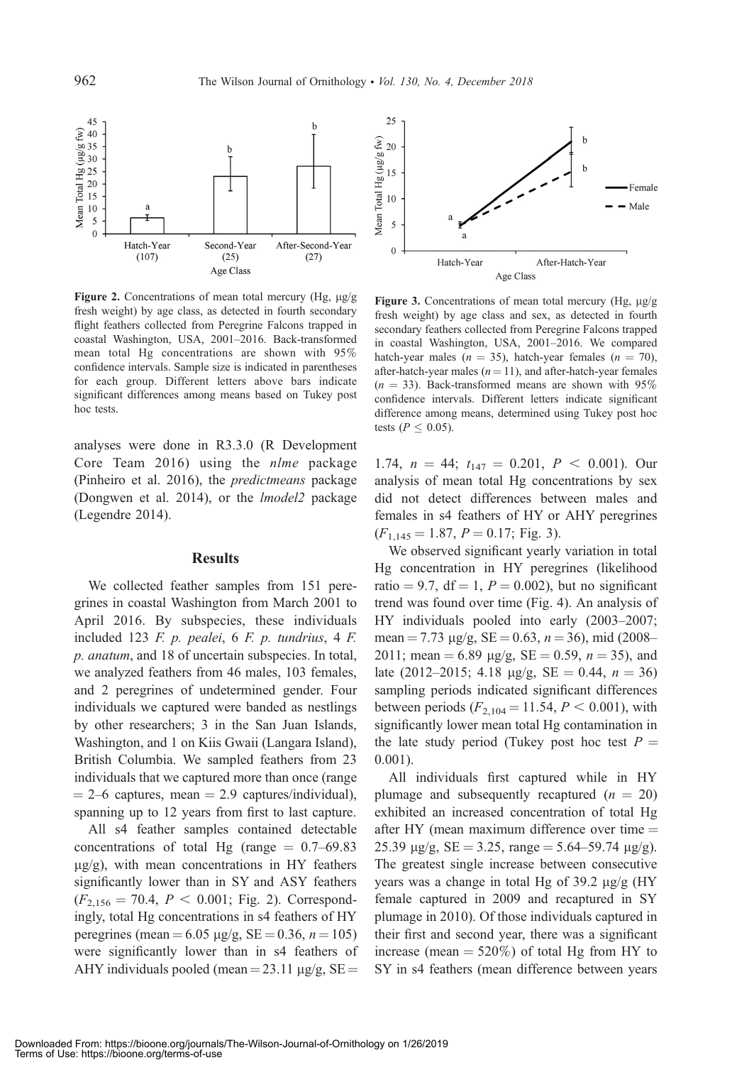Figure 2. Concentrations of mean total mercury (Hg, μg/g fresh weight) by age class, as detected in fourth secondary flight feathers collected from Peregrine Falcons trapped in coastal Washington, USA, 2001–2016. Back-transformed mean total Hg concentrations are shown with 95% confidence intervals. Sample size is indicated in parentheses for each group. Different letters above bars indicate significant differences among means based on Tukey post hoc tests.

Figure 3. Concentrations of mean total mercury (Hg, μg/g fresh weight) by age class and sex, as detected in fourth secondary feathers collected from Peregrine Falcons trapped in coastal Washington, USA, 2001–2016. We compared hatch-year males ($n$ = 35), hatch-year females ($n$ = 70), after-hatch-year males ($n$ = 11), and after-hatch-year females ($n$ = 33). Back-transformed means are shown with 95% confidence intervals. Different letters indicate significant difference among means, determined using Tukey post hoc tests ($P \leq 0.05$).

analyses were done in R3.3.0 (R Development Core Team 2016) using the *nlme* package (Pinheiro et al. 2016), the *predictmeans* package (Dongwen et al. 2014), or the *lmodel2* package (Legendre 2014).

## Results

We collected feather samples from 151 peregrines in coastal Washington from March 2001 to April 2016. By subspecies, these individuals included 123 *F. p. pealei*, 6 *F. p. tundrius*, 4 *F. p. anatum*, and 18 of uncertain subspecies. In total, we analyzed feathers from 46 males, 103 females, and 2 peregrines of undetermined gender. Four individuals we captured were banded as nestlings by other researchers; 3 in the San Juan Islands, Washington, and 1 on Kiis Gwaii (Langara Island), British Columbia. We sampled feathers from 23 individuals that we captured more than once (range = 2–6 captures, mean = 2.9 captures/individual), spanning up to 12 years from first to last capture.

All s4 feather samples contained detectable concentrations of total Hg (range = 0.7–69.83 μg/g), with mean concentrations in HY feathers significantly lower than in SY and ASY feathers ($F_{2,156} = 70.4$, $P < 0.001$; Fig. 2). Correspondingly, total Hg concentrations in s4 feathers of HY peregrines (mean = 6.05 μg/g, SE = 0.36, $n$ = 105) were significantly lower than in s4 feathers of AHY individuals pooled (mean = 23.11 μg/g, SE = 1.74, $n$ = 44; $t_{147} = 0.201$, $P < 0.001$). Our analysis of mean total Hg concentrations by sex did not detect differences between males and females in s4 feathers of HY or AHY peregrines ($F_{1,145} = 1.87$, $P = 0.17$; Fig. 3).

We observed significant yearly variation in total Hg concentration in HY peregrines (likelihood ratio = 9.7, df = 1, $P = 0.002$), but no significant trend was found over time (Fig. 4). An analysis of HY individuals pooled into early (2003–2007; mean = 7.73 μg/g, SE = 0.63, $n$ = 36), mid (2008–2011; mean = 6.89 μg/g, SE = 0.59, $n$ = 35), and late (2012–2015; 4.18 μg/g, SE = 0.44, $n$ = 36) sampling periods indicated significant differences between periods ($F_{2,104} = 11.54$, $P < 0.001$), with significantly lower mean total Hg contamination in the late study period (Tukey post hoc test $P$ = 0.001).

All individuals first captured while in HY plumage and subsequently recaptured ($n$ = 20) exhibited an increased concentration of total Hg after HY (mean maximum difference over time = 25.39 μg/g, SE = 3.25, range = 5.64–59.74 μg/g). The greatest single increase between consecutive years was a change in total Hg of 39.2 μg/g (HY female captured in 2009 and recaptured in SY plumage in 2010). Of those individuals captured in their first and second year, there was a significant increase (mean = 520%) of total Hg from HY to SY in s4 feathers (mean difference between years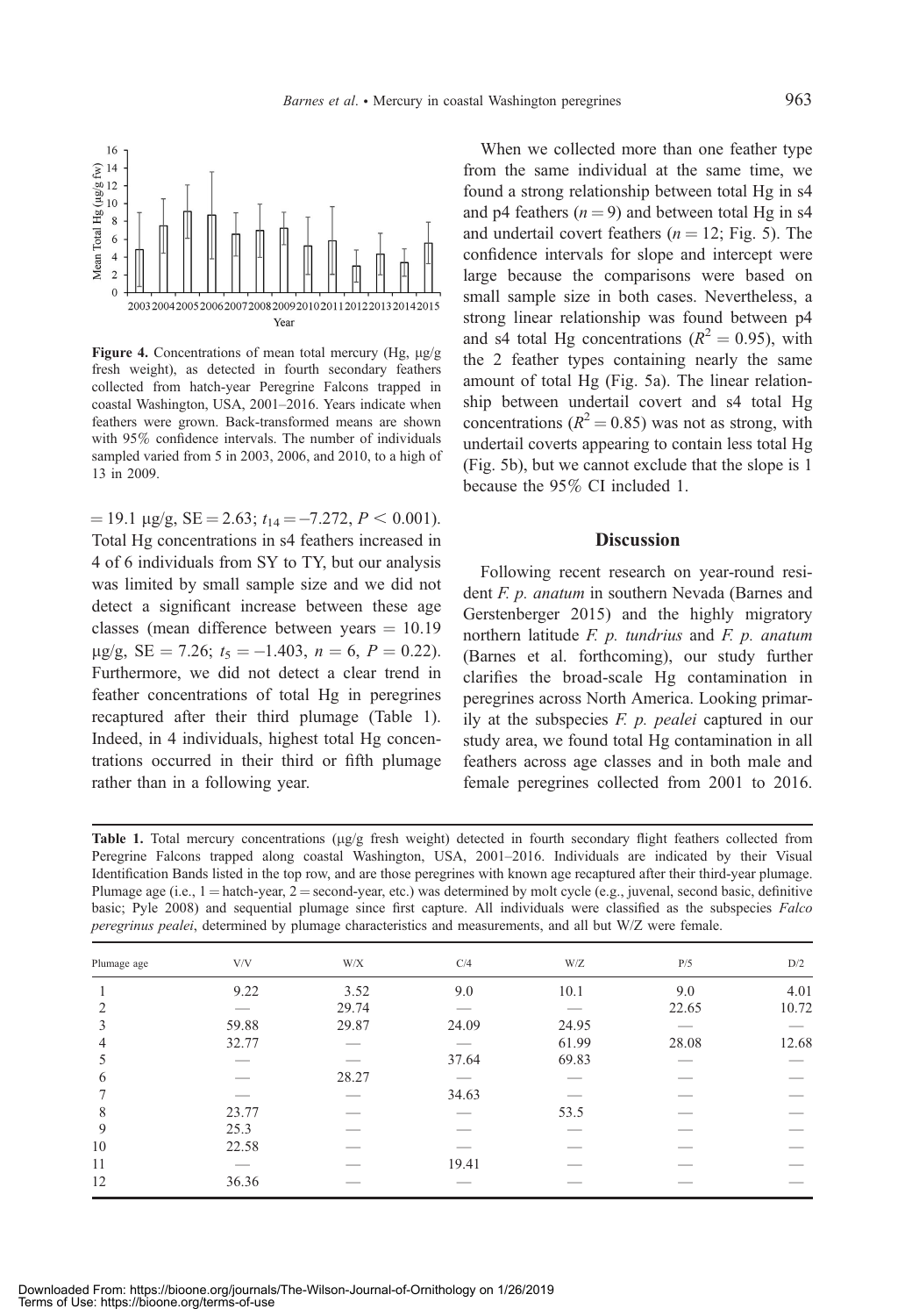Figure 4. Concentrations of mean total mercury (Hg, μg/g fresh weight), as detected in fourth secondary feathers collected from hatch-year Peregrine Falcons trapped in coastal Washington, USA, 2001–2016. Years indicate when feathers were grown. Back-transformed means are shown with 95% confidence intervals. The number of individuals sampled varied from 5 in 2003, 2006, and 2010, to a high of 13 in 2009.

= 19.1 μg/g, SE = 2.63; $t_{14} = -7.272$, $P < 0.001$). Total Hg concentrations in s4 feathers increased in 4 of 6 individuals from SY to TY, but our analysis was limited by small sample size and we did not detect a significant increase between these age classes (mean difference between years = 10.19 μg/g, SE = 7.26; $t_5 = -1.403$, $n = 6$, $P = 0.22$). Furthermore, we did not detect a clear trend in feather concentrations of total Hg in peregrines recaptured after their third plumage (Table 1). Indeed, in 4 individuals, highest total Hg concentrations occurred in their third or fifth plumage rather than in a following year.

When we collected more than one feather type from the same individual at the same time, we found a strong relationship between total Hg in s4 and p4 feathers ($n = 9$) and between total Hg in s4 and undertail covert feathers ($n = 12$; Fig. 5). The confidence intervals for slope and intercept were large because the comparisons were based on small sample size in both cases. Nevertheless, a strong linear relationship was found between p4 and s4 total Hg concentrations ($R^2 = 0.95$), with the 2 feather types containing nearly the same amount of total Hg (Fig. 5a). The linear relationship between undertail covert and s4 total Hg concentrations ($R^2 = 0.85$) was not as strong, with undertail coverts appearing to contain less total Hg (Fig. 5b), but we cannot exclude that the slope is 1 because the 95% CI included 1.

## Discussion

Following recent research on year-round resident *F. p. anatum* in southern Nevada (Barnes and Gerstenberger 2015) and the highly migratory northern latitude *F. p. tundrius* and *F. p. anatum* (Barnes et al. forthcoming), our study further clarifies the broad-scale Hg contamination in peregrines across North America. Looking primarily at the subspecies *F. p. pealei* captured in our study area, we found total Hg contamination in all feathers across age classes and in both male and female peregrines collected from 2001 to 2016.

**Table 1.** Total mercury concentrations (μg/g fresh weight) detected in fourth secondary flight feathers collected from Peregrine Falcons trapped along coastal Washington, USA, 2001–2016. Individuals are indicated by their Visual Identification Bands listed in the top row, and are those peregrines with known age recaptured after their third-year plumage. Plumage age (i.e., 1 = hatch-year, 2 = second-year, etc.) was determined by molt cycle (e.g., juvenal, second basic, definitive basic; Pyle 2008) and sequential plumage since first capture. All individuals were classified as the subspecies *Falco peregrinus pealei*, determined by plumage characteristics and measurements, and all but W/Z were female.

| Plumage age | V/V | W/X | C/4 | W/Z | P/5 | D/2 |
|---|---|---|---|---|---|---|
| 1 | 9.22 | 3.52 | 9.0 | 10.1 | 9.0 | 4.01 |
| 2 | — | 29.74 | — | — | 22.65 | 10.72 |
| 3 | 59.88 | 29.87 | 24.09 | 24.95 | — | — |
| 4 | 32.77 | — | — | 61.99 | 28.08 | 12.68 |
| 5 | — | — | 37.64 | 69.83 | — | — |
| 6 | — | 28.27 | — | — | — | — |
| 7 | — | — | 34.63 | — | — | — |
| 8 | 23.77 | — | — | 53.5 | — | — |
| 9 | 25.3 | — | — | — | — | — |
| 10 | 22.58 | — | — | — | — | — |
| 11 | — | — | 19.41 | — | — | — |
| 12 | 36.36 | — | — | — | — | — |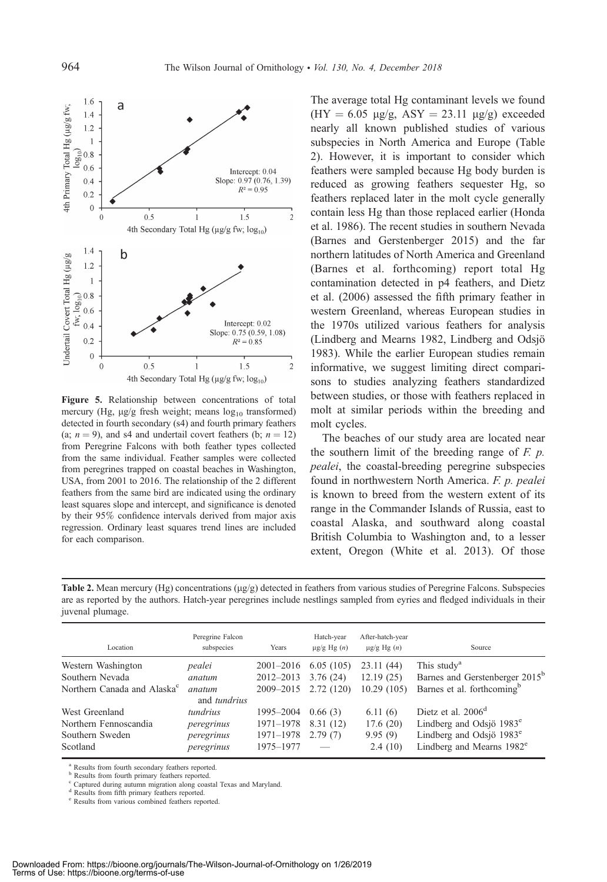Figure 5. Relationship between concentrations of total mercury (Hg, μg/g fresh weight; means $\log_{10}$ transformed) detected in fourth secondary (s4) and fourth primary feathers (a; $n = 9$), and s4 and undertail covert feathers (b; $n = 12$) from Peregrine Falcons with both feather types collected from the same individual. Feather samples were collected from peregrines trapped on coastal beaches in Washington, USA, from 2001 to 2016. The relationship of the 2 different feathers from the same bird are indicated using the ordinary least squares slope and intercept, and significance is denoted by their 95% confidence intervals derived from major axis regression. Ordinary least squares trend lines are included for each comparison.

The average total Hg contaminant levels we found (HY = 6.05 μg/g, ASY = 23.11 μg/g) exceeded nearly all known published studies of various subspecies in North America and Europe (Table 2). However, it is important to consider which feathers were sampled because Hg body burden is reduced as growing feathers sequester Hg, so feathers replaced later in the molt cycle generally contain less Hg than those replaced earlier (Honda et al. 1986). The recent studies in southern Nevada (Barnes and Gerstenberger 2015) and the far northern latitudes of North America and Greenland (Barnes et al. forthcoming) report total Hg contamination detected in p4 feathers, and Dietz et al. (2006) assessed the fifth primary feather in western Greenland, whereas European studies in the 1970s utilized various feathers for analysis (Lindberg and Mearns 1982, Lindberg and Odsjö 1983). While the earlier European studies remain informative, we suggest limiting direct comparisons to studies analyzing feathers standardized between studies, or those with feathers replaced in molt at similar periods within the breeding and molt cycles.

The beaches of our study area are located near the southern limit of the breeding range of *F. p. pealei*, the coastal-breeding peregrine subspecies found in northwestern North America. *F. p. pealei* is known to breed from the western extent of its range in the Commander Islands of Russia, east to coastal Alaska, and southward along coastal British Columbia to Washington and, to a lesser extent, Oregon (White et al. 2013). Of those

**Table 2.** Mean mercury (Hg) concentrations (μg/g) detected in feathers from various studies of Peregrine Falcons. Subspecies are as reported by the authors. Hatch-year peregrines include nestlings sampled from eyries and fledged individuals in their juvenal plumage.

| Location | Peregrine Falcon subspecies | Years | Hatch-year μg/g Hg ($n$) | After-hatch-year μg/g Hg ($n$) | Source |
|---|---|---|---|---|---|
| Western Washington | *pealei* | 2001–2016 | 6.05 (105) | 23.11 (44) | This study[a] |
| Southern Nevada | *anatum* | 2012–2013 | 3.76 (24) | 12.19 (25) | Barnes and Gerstenberger 2015[b] |
| Northern Canada and Alaska[c] | *anatum* and *tundrius* | 2009–2015 | 2.72 (120) | 10.29 (105) | Barnes et al. forthcoming[b] |
| West Greenland | *tundrius* | 1995–2004 | 0.66 (3) | 6.11 (6) | Dietz et al. 2006[d] |
| Northern Fennoscandia | *peregrinus* | 1971–1978 | 8.31 (12) | 17.6 (20) | Lindberg and Odsjö 1983[e] |
| Southern Sweden | *peregrinus* | 1971–1978 | 2.79 (7) | 9.95 (9) | Lindberg and Odsjö 1983[e] |
| Scotland | *peregrinus* | 1975–1977 | — | 2.4 (10) | Lindberg and Mearns 1982[e] |

[a] Results from fourth secondary feathers reported.
[b] Results from fourth primary feathers reported.
[c] Captured during autumn migration along coastal Texas and Maryland.
[d] Results from fifth primary feathers reported.
[e] Results from various combined feathers reported.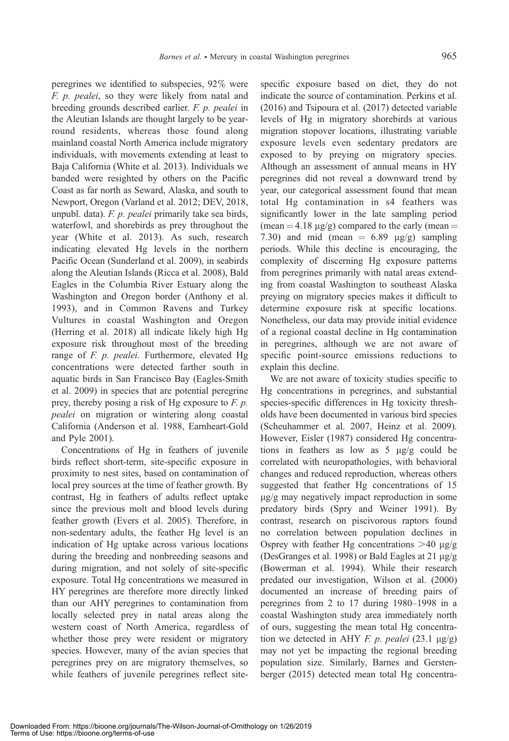peregrines we identified to subspecies, 92% were *F. p. pealei*, so they were likely from natal and breeding grounds described earlier. *F. p. pealei* in the Aleutian Islands are thought largely to be year-round residents, whereas those found along mainland coastal North America include migratory individuals, with movements extending at least to Baja California (White et al. 2013). Individuals we banded were resighted by others on the Pacific Coast as far north as Seward, Alaska, and south to Newport, Oregon (Varland et al. 2012; DEV, 2018, unpubl. data). *F. p. pealei* primarily take sea birds, waterfowl, and shorebirds as prey throughout the year (White et al. 2013). As such, research indicating elevated Hg levels in the northern Pacific Ocean (Sunderland et al. 2009), in seabirds along the Aleutian Islands (Ricca et al. 2008), Bald Eagles in the Columbia River Estuary along the Washington and Oregon border (Anthony et al. 1993), and in Common Ravens and Turkey Vultures in coastal Washington and Oregon (Herring et al. 2018) all indicate likely high Hg exposure risk throughout most of the breeding range of *F. p. pealei*. Furthermore, elevated Hg concentrations were detected farther south in aquatic birds in San Francisco Bay (Eagles-Smith et al. 2009) in species that are potential peregrine prey, thereby posing a risk of Hg exposure to *F. p. pealei* on migration or wintering along coastal California (Anderson et al. 1988, Earnheart-Gold and Pyle 2001).

Concentrations of Hg in feathers of juvenile birds reflect short-term, site-specific exposure in proximity to nest sites, based on contamination of local prey sources at the time of feather growth. By contrast, Hg in feathers of adults reflect uptake since the previous molt and blood levels during feather growth (Evers et al. 2005). Therefore, in non-sedentary adults, the feather Hg level is an indication of Hg uptake across various locations during the breeding and nonbreeding seasons and during migration, and not solely of site-specific exposure. Total Hg concentrations we measured in HY peregrines are therefore more directly linked than our AHY peregrines to contamination from locally selected prey in natal areas along the western coast of North America, regardless of whether those prey were resident or migratory species. However, many of the avian species that peregrines prey on are migratory themselves, so while feathers of juvenile peregrines reflect site-specific exposure based on diet, they do not indicate the source of contamination. Perkins et al. (2016) and Tsipoura et al. (2017) detected variable levels of Hg in migratory shorebirds at various migration stopover locations, illustrating variable exposure levels even sedentary predators are exposed to by preying on migratory species. Although an assessment of annual means in HY peregrines did not reveal a downward trend by year, our categorical assessment found that mean total Hg contamination in s4 feathers was significantly lower in the late sampling period (mean = 4.18 μg/g) compared to the early (mean = 7.30) and mid (mean = 6.89 μg/g) sampling periods. While this decline is encouraging, the complexity of discerning Hg exposure patterns from peregrines primarily with natal areas extending from coastal Washington to southeast Alaska preying on migratory species makes it difficult to determine exposure risk at specific locations. Nonetheless, our data may provide initial evidence of a regional coastal decline in Hg contamination in peregrines, although we are not aware of specific point-source emissions reductions to explain this decline.

We are not aware of toxicity studies specific to Hg concentrations in peregrines, and substantial species-specific differences in Hg toxicity thresholds have been documented in various bird species (Scheuhammer et al. 2007, Heinz et al. 2009). However, Eisler (1987) considered Hg concentrations in feathers as low as 5 μg/g could be correlated with neuropathologies, with behavioral changes and reduced reproduction, whereas others suggested that feather Hg concentrations of 15 μg/g may negatively impact reproduction in some predatory birds (Spry and Weiner 1991). By contrast, research on piscivorous raptors found no correlation between population declines in Osprey with feather Hg concentrations >40 μg/g (DesGranges et al. 1998) or Bald Eagles at 21 μg/g (Bowerman et al. 1994). While their research predated our investigation, Wilson et al. (2000) documented an increase of breeding pairs of peregrines from 2 to 17 during 1980–1998 in a coastal Washington study area immediately north of ours, suggesting the mean total Hg concentration we detected in AHY *F. p. pealei* (23.1 μg/g) may not yet be impacting the regional breeding population size. Similarly, Barnes and Gerstenberger (2015) detected mean total Hg concentra-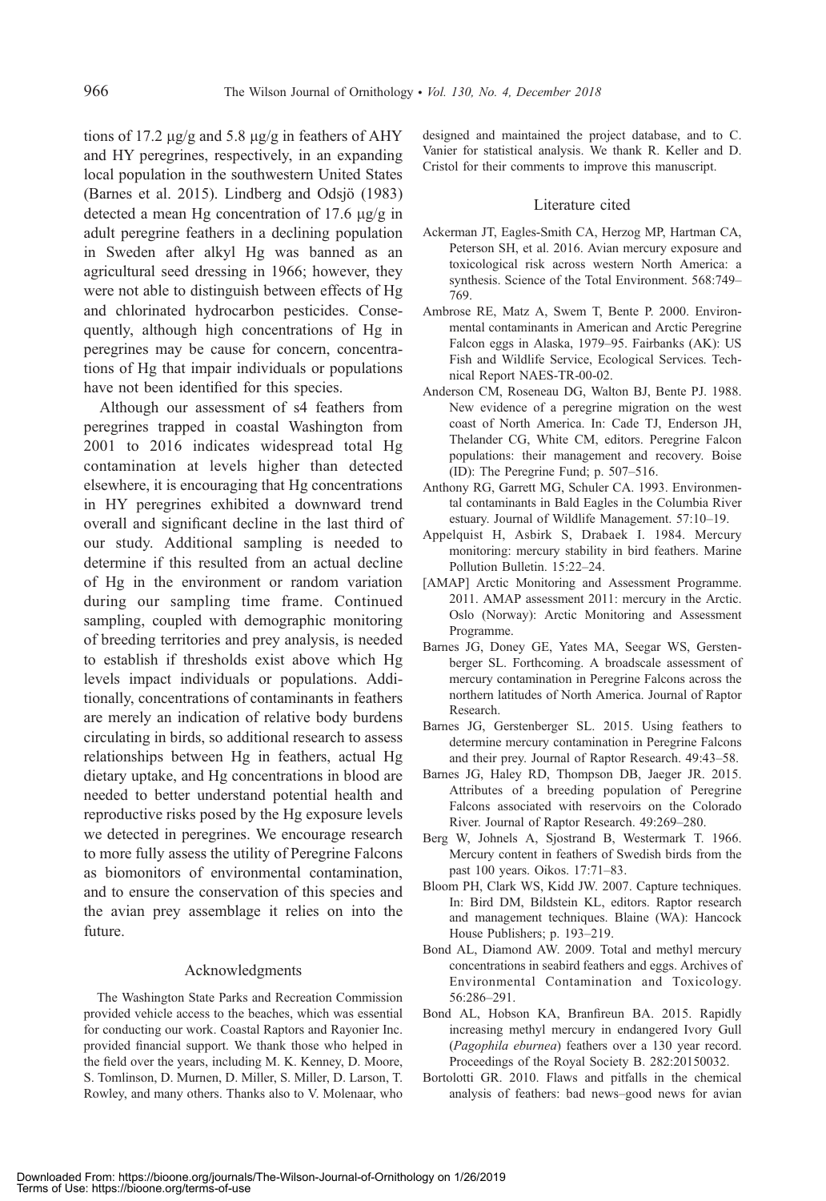tions of 17.2 μg/g and 5.8 μg/g in feathers of AHY and HY peregrines, respectively, in an expanding local population in the southwestern United States (Barnes et al. 2015). Lindberg and Odsjö (1983) detected a mean Hg concentration of 17.6 μg/g in adult peregrine feathers in a declining population in Sweden after alkyl Hg was banned as an agricultural seed dressing in 1966; however, they were not able to distinguish between effects of Hg and chlorinated hydrocarbon pesticides. Consequently, although high concentrations of Hg in peregrines may be cause for concern, concentrations of Hg that impair individuals or populations have not been identified for this species.

Although our assessment of s4 feathers from peregrines trapped in coastal Washington from 2001 to 2016 indicates widespread total Hg contamination at levels higher than detected elsewhere, it is encouraging that Hg concentrations in HY peregrines exhibited a downward trend overall and significant decline in the last third of our study. Additional sampling is needed to determine if this resulted from an actual decline of Hg in the environment or random variation during our sampling time frame. Continued sampling, coupled with demographic monitoring of breeding territories and prey analysis, is needed to establish if thresholds exist above which Hg levels impact individuals or populations. Additionally, concentrations of contaminants in feathers are merely an indication of relative body burdens circulating in birds, so additional research to assess relationships between Hg in feathers, actual Hg dietary uptake, and Hg concentrations in blood are needed to better understand potential health and reproductive risks posed by the Hg exposure levels we detected in peregrines. We encourage research to more fully assess the utility of Peregrine Falcons as biomonitors of environmental contamination, and to ensure the conservation of this species and the avian prey assemblage it relies on into the future.

## Acknowledgments

The Washington State Parks and Recreation Commission provided vehicle access to the beaches, which was essential for conducting our work. Coastal Raptors and Rayonier Inc. provided financial support. We thank those who helped in the field over the years, including M. K. Kenney, D. Moore, S. Tomlinson, D. Murnen, D. Miller, S. Miller, D. Larson, T. Rowley, and many others. Thanks also to V. Molenaar, who designed and maintained the project database, and to C. Vanier for statistical analysis. We thank R. Keller and D. Cristol for their comments to improve this manuscript.

## Literature cited

Ackerman JT, Eagles-Smith CA, Herzog MP, Hartman CA, Peterson SH, et al. 2016. Avian mercury exposure and toxicological risk across western North America: a synthesis. Science of the Total Environment. 568:749–769.

Ambrose RE, Matz A, Swem T, Bente P. 2000. Environmental contaminants in American and Arctic Peregrine Falcon eggs in Alaska, 1979–95. Fairbanks (AK): US Fish and Wildlife Service, Ecological Services. Technical Report NAES-TR-00-02.

Anderson CM, Roseneau DG, Walton BJ, Bente PJ. 1988. New evidence of a peregrine migration on the west coast of North America. In: Cade TJ, Enderson JH, Thelander CG, White CM, editors. Peregrine Falcon populations: their management and recovery. Boise (ID): The Peregrine Fund; p. 507–516.

Anthony RG, Garrett MG, Schuler CA. 1993. Environmental contaminants in Bald Eagles in the Columbia River estuary. Journal of Wildlife Management. 57:10–19.

Appelquist H, Asbirk S, Drabaek I. 1984. Mercury monitoring: mercury stability in bird feathers. Marine Pollution Bulletin. 15:22–24.

[AMAP] Arctic Monitoring and Assessment Programme. 2011. AMAP assessment 2011: mercury in the Arctic. Oslo (Norway): Arctic Monitoring and Assessment Programme.

Barnes JG, Doney GE, Yates MA, Seegar WS, Gerstenberger SL. Forthcoming. A broadscale assessment of mercury contamination in Peregrine Falcons across the northern latitudes of North America. Journal of Raptor Research.

Barnes JG, Gerstenberger SL. 2015. Using feathers to determine mercury contamination in Peregrine Falcons and their prey. Journal of Raptor Research. 49:43–58.

Barnes JG, Haley RD, Thompson DB, Jaeger JR. 2015. Attributes of a breeding population of Peregrine Falcons associated with reservoirs on the Colorado River. Journal of Raptor Research. 49:269–280.

Berg W, Johnels A, Sjostrand B, Westermark T. 1966. Mercury content in feathers of Swedish birds from the past 100 years. Oikos. 17:71–83.

Bloom PH, Clark WS, Kidd JW. 2007. Capture techniques. In: Bird DM, Bildstein KL, editors. Raptor research and management techniques. Blaine (WA): Hancock House Publishers; p. 193–219.

Bond AL, Diamond AW. 2009. Total and methyl mercury concentrations in seabird feathers and eggs. Archives of Environmental Contamination and Toxicology. 56:286–291.

Bond AL, Hobson KA, Branfireun BA. 2015. Rapidly increasing methyl mercury in endangered Ivory Gull (*Pagophila eburnea*) feathers over a 130 year record. Proceedings of the Royal Society B. 282:20150032.

Bortolotti GR. 2010. Flaws and pitfalls in the chemical analysis of feathers: bad news–good news for avian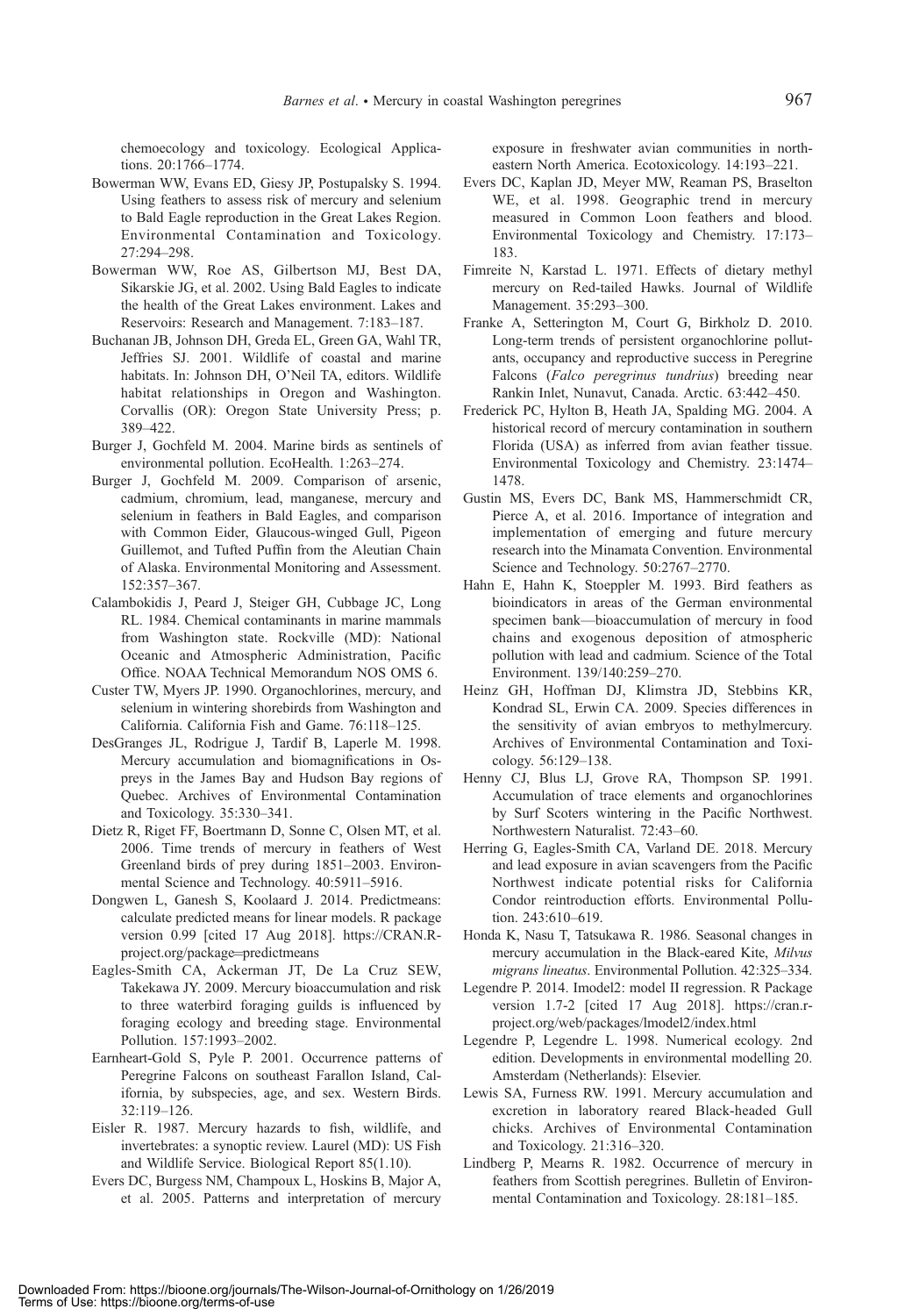chemoecology and toxicology. Ecological Applications. 20:1766–1774.

Bowerman WW, Evans ED, Giesy JP, Postupalsky S. 1994. Using feathers to assess risk of mercury and selenium to Bald Eagle reproduction in the Great Lakes Region. Environmental Contamination and Toxicology. 27:294–298.

Bowerman WW, Roe AS, Gilbertson MJ, Best DA, Sikarskie JG, et al. 2002. Using Bald Eagles to indicate the health of the Great Lakes environment. Lakes and Reservoirs: Research and Management. 7:183–187.

Buchanan JB, Johnson DH, Greda EL, Green GA, Wahl TR, Jeffries SJ. 2001. Wildlife of coastal and marine habitats. In: Johnson DH, O'Neil TA, editors. Wildlife habitat relationships in Oregon and Washington. Corvallis (OR): Oregon State University Press; p. 389–422.

Burger J, Gochfeld M. 2004. Marine birds as sentinels of environmental pollution. EcoHealth. 1:263–274.

Burger J, Gochfeld M. 2009. Comparison of arsenic, cadmium, chromium, lead, manganese, mercury and selenium in feathers in Bald Eagles, and comparison with Common Eider, Glaucous-winged Gull, Pigeon Guillemot, and Tufted Puffin from the Aleutian Chain of Alaska. Environmental Monitoring and Assessment. 152:357–367.

Calambokidis J, Peard J, Steiger GH, Cubbage JC, Long RL. 1984. Chemical contaminants in marine mammals from Washington state. Rockville (MD): National Oceanic and Atmospheric Administration, Pacific Office. NOAA Technical Memorandum NOS OMS 6.

Custer TW, Myers JP. 1990. Organochlorines, mercury, and selenium in wintering shorebirds from Washington and California. California Fish and Game. 76:118–125.

DesGranges JL, Rodrigue J, Tardif B, Laperle M. 1998. Mercury accumulation and biomagnifications in Ospreys in the James Bay and Hudson Bay regions of Quebec. Archives of Environmental Contamination and Toxicology. 35:330–341.

Dietz R, Riget FF, Boertmann D, Sonne C, Olsen MT, et al. 2006. Time trends of mercury in feathers of West Greenland birds of prey during 1851–2003. Environmental Science and Technology. 40:5911–5916.

Dongwen L, Ganesh S, Koolaard J. 2014. Predictmeans: calculate predicted means for linear models. R package version 0.99 [cited 17 Aug 2018]. https://CRAN.R-project.org/package=predictmeans

Eagles-Smith CA, Ackerman JT, De La Cruz SEW, Takekawa JY. 2009. Mercury bioaccumulation and risk to three waterbird foraging guilds is influenced by foraging ecology and breeding stage. Environmental Pollution. 157:1993–2002.

Earnheart-Gold S, Pyle P. 2001. Occurrence patterns of Peregrine Falcons on southeast Farallon Island, California, by subspecies, age, and sex. Western Birds. 32:119–126.

Eisler R. 1987. Mercury hazards to fish, wildlife, and invertebrates: a synoptic review. Laurel (MD): US Fish and Wildlife Service. Biological Report 85(1.10).

Evers DC, Burgess NM, Champoux L, Hoskins B, Major A, et al. 2005. Patterns and interpretation of mercury exposure in freshwater avian communities in northeastern North America. Ecotoxicology. 14:193–221.

Evers DC, Kaplan JD, Meyer MW, Reaman PS, Braselton WE, et al. 1998. Geographic trend in mercury measured in Common Loon feathers and blood. Environmental Toxicology and Chemistry. 17:173–183.

Fimreite N, Karstad L. 1971. Effects of dietary methyl mercury on Red-tailed Hawks. Journal of Wildlife Management. 35:293–300.

Franke A, Setterington M, Court G, Birkholz D. 2010. Long-term trends of persistent organochlorine pollutants, occupancy and reproductive success in Peregrine Falcons (*Falco peregrinus tundrius*) breeding near Rankin Inlet, Nunavut, Canada. Arctic. 63:442–450.

Frederick PC, Hylton B, Heath JA, Spalding MG. 2004. A historical record of mercury contamination in southern Florida (USA) as inferred from avian feather tissue. Environmental Toxicology and Chemistry. 23:1474–1478.

Gustin MS, Evers DC, Bank MS, Hammerschmidt CR, Pierce A, et al. 2016. Importance of integration and implementation of emerging and future mercury research into the Minamata Convention. Environmental Science and Technology. 50:2767–2770.

Hahn E, Hahn K, Stoeppler M. 1993. Bird feathers as bioindicators in areas of the German environmental specimen bank—bioaccumulation of mercury in food chains and exogenous deposition of atmospheric pollution with lead and cadmium. Science of the Total Environment. 139/140:259–270.

Heinz GH, Hoffman DJ, Klimstra JD, Stebbins KR, Kondrad SL, Erwin CA. 2009. Species differences in the sensitivity of avian embryos to methylmercury. Archives of Environmental Contamination and Toxicology. 56:129–138.

Henny CJ, Blus LJ, Grove RA, Thompson SP. 1991. Accumulation of trace elements and organochlorines by Surf Scoters wintering in the Pacific Northwest. Northwestern Naturalist. 72:43–60.

Herring G, Eagles-Smith CA, Varland DE. 2018. Mercury and lead exposure in avian scavengers from the Pacific Northwest indicate potential risks for California Condor reintroduction efforts. Environmental Pollution. 243:610–619.

Honda K, Nasu T, Tatsukawa R. 1986. Seasonal changes in mercury accumulation in the Black-eared Kite, *Milvus migrans lineatus*. Environmental Pollution. 42:325–334.

Legendre P. 2014. lmodel2: model II regression. R Package version 1.7-2 [cited 17 Aug 2018]. https://cran.r-project.org/web/packages/lmodel2/index.html

Legendre P, Legendre L. 1998. Numerical ecology. 2nd edition. Developments in environmental modelling 20. Amsterdam (Netherlands): Elsevier.

Lewis SA, Furness RW. 1991. Mercury accumulation and excretion in laboratory reared Black-headed Gull chicks. Archives of Environmental Contamination and Toxicology. 21:316–320.

Lindberg P, Mearns R. 1982. Occurrence of mercury in feathers from Scottish peregrines. Bulletin of Environmental Contamination and Toxicology. 28:181–185.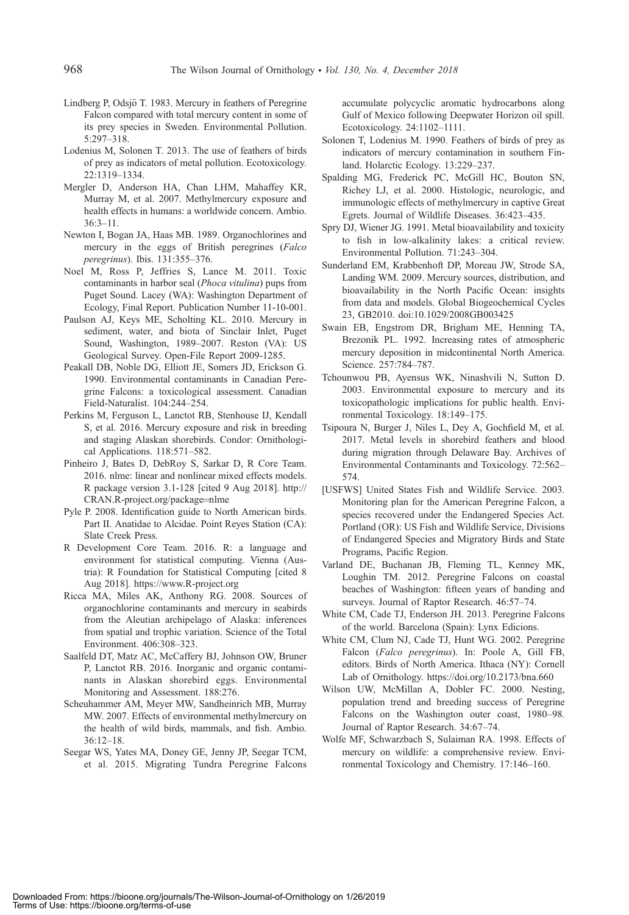Lindberg P, Odsjö T. 1983. Mercury in feathers of Peregrine Falcon compared with total mercury content in some of its prey species in Sweden. Environmental Pollution. 5:297–318.

Lodenius M, Solonen T. 2013. The use of feathers of birds of prey as indicators of metal pollution. Ecotoxicology. 22:1319–1334.

Mergler D, Anderson HA, Chan LHM, Mahaffey KR, Murray M, et al. 2007. Methylmercury exposure and health effects in humans: a worldwide concern. Ambio. 36:3–11.

Newton I, Bogan JA, Haas MB. 1989. Organochlorines and mercury in the eggs of British peregrines (*Falco peregrinus*). Ibis. 131:355–376.

Noel M, Ross P, Jeffries S, Lance M. 2011. Toxic contaminants in harbor seal (*Phoca vitulina*) pups from Puget Sound. Lacey (WA): Washington Department of Ecology, Final Report. Publication Number 11-10-001.

Paulson AJ, Keys ME, Scholting KL. 2010. Mercury in sediment, water, and biota of Sinclair Inlet, Puget Sound, Washington, 1989–2007. Reston (VA): US Geological Survey. Open-File Report 2009-1285.

Peakall DB, Noble DG, Elliott JE, Somers JD, Erickson G. 1990. Environmental contaminants in Canadian Peregrine Falcons: a toxicological assessment. Canadian Field-Naturalist. 104:244–254.

Perkins M, Ferguson L, Lanctot RB, Stenhouse IJ, Kendall S, et al. 2016. Mercury exposure and risk in breeding and staging Alaskan shorebirds. Condor: Ornithological Applications. 118:571–582.

Pinheiro J, Bates D, DebRoy S, Sarkar D, R Core Team. 2016. nlme: linear and nonlinear mixed effects models. R package version 3.1-128 [cited 9 Aug 2018]. http://CRAN.R-project.org/package=nlme

Pyle P. 2008. Identification guide to North American birds. Part II. Anatidae to Alcidae. Point Reyes Station (CA): Slate Creek Press.

R Development Core Team. 2016. R: a language and environment for statistical computing. Vienna (Austria): R Foundation for Statistical Computing [cited 8 Aug 2018]. https://www.R-project.org

Ricca MA, Miles AK, Anthony RG. 2008. Sources of organochlorine contaminants and mercury in seabirds from the Aleutian archipelago of Alaska: inferences from spatial and trophic variation. Science of the Total Environment. 406:308–323.

Saalfeld DT, Matz AC, McCaffery BJ, Johnson OW, Bruner P, Lanctot RB. 2016. Inorganic and organic contaminants in Alaskan shorebird eggs. Environmental Monitoring and Assessment. 188:276.

Scheuhammer AM, Meyer MW, Sandheinrich MB, Murray MW. 2007. Effects of environmental methylmercury on the health of wild birds, mammals, and fish. Ambio. 36:12–18.

Seegar WS, Yates MA, Doney GE, Jenny JP, Seegar TCM, et al. 2015. Migrating Tundra Peregrine Falcons accumulate polycyclic aromatic hydrocarbons along Gulf of Mexico following Deepwater Horizon oil spill. Ecotoxicology. 24:1102–1111.

Solonen T, Lodenius M. 1990. Feathers of birds of prey as indicators of mercury contamination in southern Finland. Holarctic Ecology. 13:229–237.

Spalding MG, Frederick PC, McGill HC, Bouton SN, Richey LJ, et al. 2000. Histologic, neurologic, and immunologic effects of methylmercury in captive Great Egrets. Journal of Wildlife Diseases. 36:423–435.

Spry DJ, Wiener JG. 1991. Metal bioavailability and toxicity to fish in low-alkalinity lakes: a critical review. Environmental Pollution. 71:243–304.

Sunderland EM, Krabbenhoft DP, Moreau JW, Strode SA, Landing WM. 2009. Mercury sources, distribution, and bioavailability in the North Pacific Ocean: insights from data and models. Global Biogeochemical Cycles 23, GB2010. doi:10.1029/2008GB003425

Swain EB, Engstrom DR, Brigham ME, Henning TA, Brezonik PL. 1992. Increasing rates of atmospheric mercury deposition in midcontinental North America. Science. 257:784–787.

Tchounwou PB, Ayensus WK, Ninashvili N, Sutton D. 2003. Environmental exposure to mercury and its toxicopathologic implications for public health. Environmental Toxicology. 18:149–175.

Tsipoura N, Burger J, Niles L, Dey A, Gochfield M, et al. 2017. Metal levels in shorebird feathers and blood during migration through Delaware Bay. Archives of Environmental Contaminants and Toxicology. 72:562–574.

[USFWS] United States Fish and Wildlife Service. 2003. Monitoring plan for the American Peregrine Falcon, a species recovered under the Endangered Species Act. Portland (OR): US Fish and Wildlife Service, Divisions of Endangered Species and Migratory Birds and State Programs, Pacific Region.

Varland DE, Buchanan JB, Fleming TL, Kenney MK, Loughin TM. 2012. Peregrine Falcons on coastal beaches of Washington: fifteen years of banding and surveys. Journal of Raptor Research. 46:57–74.

White CM, Cade TJ, Enderson JH. 2013. Peregrine Falcons of the world. Barcelona (Spain): Lynx Edicions.

White CM, Clum NJ, Cade TJ, Hunt WG. 2002. Peregrine Falcon (*Falco peregrinus*). In: Poole A, Gill FB, editors. Birds of North America. Ithaca (NY): Cornell Lab of Ornithology. https://doi.org/10.2173/bna.660

Wilson UW, McMillan A, Dobler FC. 2000. Nesting, population trend and breeding success of Peregrine Falcons on the Washington outer coast, 1980–98. Journal of Raptor Research. 34:67–74.

Wolfe MF, Schwarzbach S, Sulaiman RA. 1998. Effects of mercury on wildlife: a comprehensive review. Environmental Toxicology and Chemistry. 17:146–160.